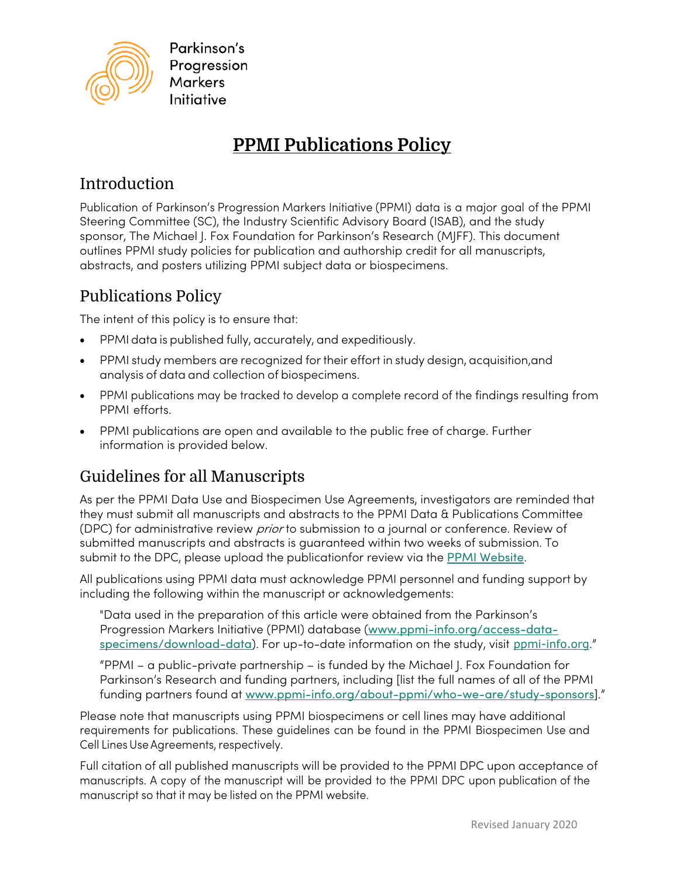Parkinson's Progression Markers Initiative

# PPMI Publications Policy

## Introduction

Publication of Parkinson's Progression Markers Initiative (PPMI) data is a major goal of the PPMI Steering Committee (SC), the Industry Scientific Advisory Board (ISAB), and the study sponsor, The Michael J. Fox Foundation for Parkinson's Research (MJFF). This document outlines PPMI study policies for publication and authorship credit for all manuscripts, abstracts, and posters utilizing PPMI subject data or biospecimens.

## Publications Policy

The intent of this policy is to ensure that:

- PPMI data is published fully, accurately, and expeditiously.
- PPMI study members are recognized for their effort in study design, acquisition,and analysis of data and collection of biospecimens.
- PPMI publications may be tracked to develop a complete record of the findings resulting from PPMI efforts.
- PPMI publications are open and available to the public free of charge. Further information is provided below.

## Guidelines for all Manuscripts

As per the PPMI Data Use and Biospecimen Use Agreements, investigators are reminded that they must submit all manuscripts and abstracts to the PPMI Data & Publications Committee (DPC) for administrative review *prior* to submission to a journal or conference. Review of submitted manuscripts and abstracts is guaranteed within two weeks of submission. To submit to the DPC, please upload the publicationfor review via the [PPMI Website](PPMI Website).

All publications using PPMI data must acknowledge PPMI personnel and funding support by including the following within the manuscript or acknowledgements:

> "Data used in the preparation of this article were obtained from the Parkinson's Progression Markers Initiative (PPMI) database (www.ppmi-info.org/access-data-specimens/download-data). For up-to-date information on the study, visit ppmi-info.org."

> "PPMI – a public-private partnership – is funded by the Michael J. Fox Foundation for Parkinson's Research and funding partners, including [list the full names of all of the PPMI funding partners found at www.ppmi-info.org/about-ppmi/who-we-are/study-sponsors]."

Please note that manuscripts using PPMI biospecimens or cell lines may have additional requirements for publications. These guidelines can be found in the PPMI Biospecimen Use and Cell Lines Use Agreements, respectively.

Full citation of all published manuscripts will be provided to the PPMI DPC upon acceptance of manuscripts. A copy of the manuscript will be provided to the PPMI DPC upon publication of the manuscript so that it may be listed on the PPMI website.

Revised January 2020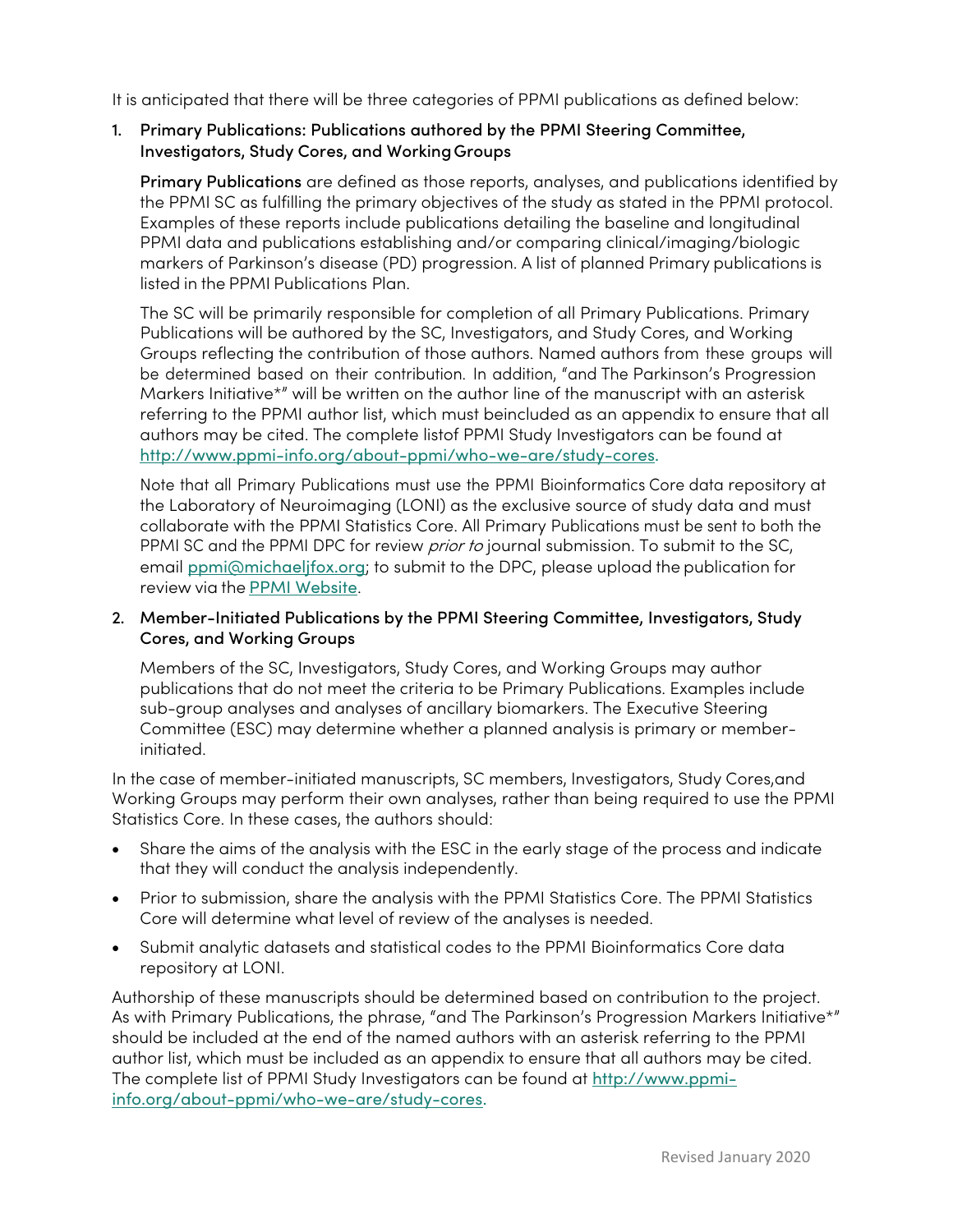It is anticipated that there will be three categories of PPMI publications as defined below:

1. **Primary Publications: Publications authored by the PPMI Steering Committee, Investigators, Study Cores, and Working Groups**

   **Primary Publications** are defined as those reports, analyses, and publications identified by the PPMI SC as fulfilling the primary objectives of the study as stated in the PPMI protocol. Examples of these reports include publications detailing the baseline and longitudinal PPMI data and publications establishing and/or comparing clinical/imaging/biologic markers of Parkinson's disease (PD) progression. A list of planned Primary publications is listed in the PPMI Publications Plan.

   The SC will be primarily responsible for completion of all Primary Publications. Primary Publications will be authored by the SC, Investigators, and Study Cores, and Working Groups reflecting the contribution of those authors. Named authors from these groups will be determined based on their contribution. In addition, "and The Parkinson's Progression Markers Initiative*" will be written on the author line of the manuscript with an asterisk referring to the PPMI author list, which must beincluded as an appendix to ensure that all authors may be cited. The complete listof PPMI Study Investigators can be found at [http://www.ppmi-info.org/about-ppmi/who-we-are/study-cores](http://www.ppmi-info.org/about-ppmi/who-we-are/study-cores).

   Note that all Primary Publications must use the PPMI Bioinformatics Core data repository at the Laboratory of Neuroimaging (LONI) as the exclusive source of study data and must collaborate with the PPMI Statistics Core. All Primary Publications must be sent to both the PPMI SC and the PPMI DPC for review *prior to* journal submission. To submit to the SC, email [ppmi@michaeljfox.org](mailto:ppmi@michaeljfox.org); to submit to the DPC, please upload the publication for review via the [PPMI Website](#).

2. **Member-Initiated Publications by the PPMI Steering Committee, Investigators, Study Cores, and Working Groups**

   Members of the SC, Investigators, Study Cores, and Working Groups may author publications that do not meet the criteria to be Primary Publications. Examples include sub-group analyses and analyses of ancillary biomarkers. The Executive Steering Committee (ESC) may determine whether a planned analysis is primary or member-initiated.

In the case of member-initiated manuscripts, SC members, Investigators, Study Cores,and Working Groups may perform their own analyses, rather than being required to use the PPMI Statistics Core. In these cases, the authors should:

- Share the aims of the analysis with the ESC in the early stage of the process and indicate that they will conduct the analysis independently.
- Prior to submission, share the analysis with the PPMI Statistics Core. The PPMI Statistics Core will determine what level of review of the analyses is needed.
- Submit analytic datasets and statistical codes to the PPMI Bioinformatics Core data repository at LONI.

Authorship of these manuscripts should be determined based on contribution to the project. As with Primary Publications, the phrase, "and The Parkinson's Progression Markers Initiative*" should be included at the end of the named authors with an asterisk referring to the PPMI author list, which must be included as an appendix to ensure that all authors may be cited. The complete list of PPMI Study Investigators can be found at [http://www.ppmi-info.org/about-ppmi/who-we-are/study-cores](http://www.ppmi-info.org/about-ppmi/who-we-are/study-cores).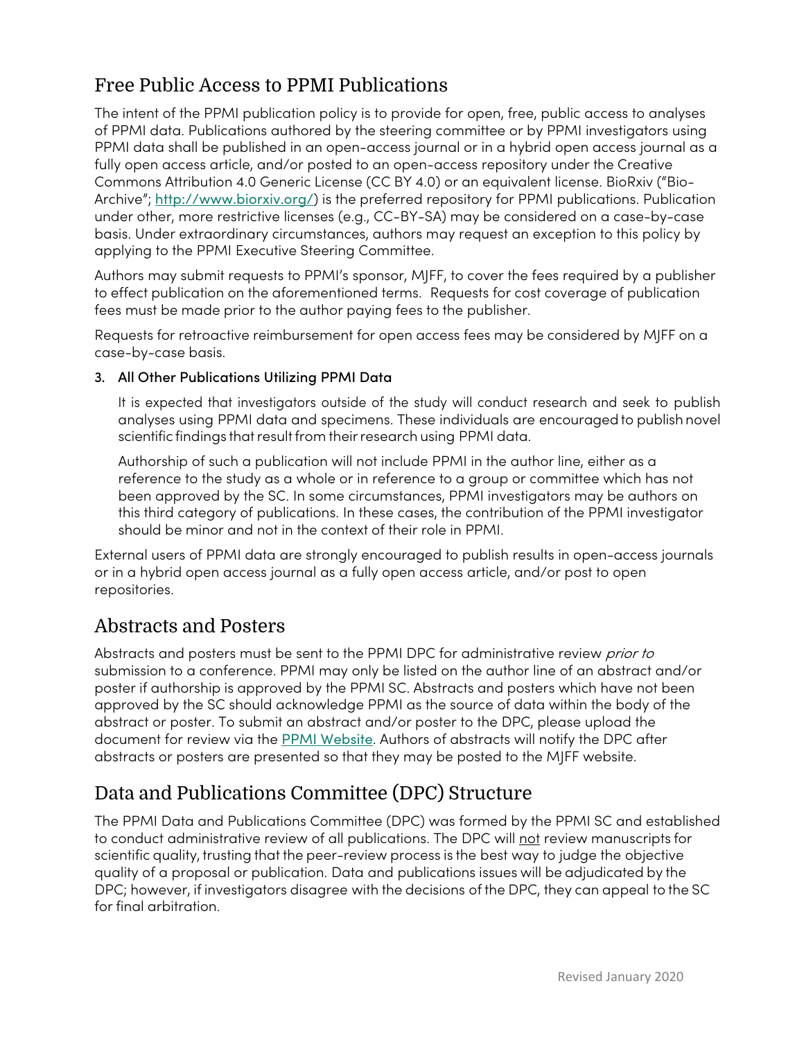## Free Public Access to PPMI Publications

The intent of the PPMI publication policy is to provide for open, free, public access to analyses of PPMI data. Publications authored by the steering committee or by PPMI investigators using PPMI data shall be published in an open-access journal or in a hybrid open access journal as a fully open access article, and/or posted to an open-access repository under the Creative Commons Attribution 4.0 Generic License (CC BY 4.0) or an equivalent license. BioRxiv ("Bio-Archive"; [http://www.biorxiv.org/](http://www.biorxiv.org/)) is the preferred repository for PPMI publications. Publication under other, more restrictive licenses (e.g., CC-BY-SA) may be considered on a case-by-case basis. Under extraordinary circumstances, authors may request an exception to this policy by applying to the PPMI Executive Steering Committee.

Authors may submit requests to PPMI's sponsor, MJFF, to cover the fees required by a publisher to effect publication on the aforementioned terms. Requests for cost coverage of publication fees must be made prior to the author paying fees to the publisher.

Requests for retroactive reimbursement for open access fees may be considered by MJFF on a case-by-case basis.

3. All Other Publications Utilizing PPMI Data

   It is expected that investigators outside of the study will conduct research and seek to publish analyses using PPMI data and specimens. These individuals are encouraged to publish novel scientific findings that result from their research using PPMI data.

   Authorship of such a publication will not include PPMI in the author line, either as a reference to the study as a whole or in reference to a group or committee which has not been approved by the SC. In some circumstances, PPMI investigators may be authors on this third category of publications. In these cases, the contribution of the PPMI investigator should be minor and not in the context of their role in PPMI.

External users of PPMI data are strongly encouraged to publish results in open-access journals or in a hybrid open access journal as a fully open access article, and/or post to open repositories.

## Abstracts and Posters

Abstracts and posters must be sent to the PPMI DPC for administrative review *prior to* submission to a conference. PPMI may only be listed on the author line of an abstract and/or poster if authorship is approved by the PPMI SC. Abstracts and posters which have not been approved by the SC should acknowledge PPMI as the source of data within the body of the abstract or poster. To submit an abstract and/or poster to the DPC, please upload the document for review via the PPMI Website. Authors of abstracts will notify the DPC after abstracts or posters are presented so that they may be posted to the MJFF website.

## Data and Publications Committee (DPC) Structure

The PPMI Data and Publications Committee (DPC) was formed by the PPMI SC and established to conduct administrative review of all publications. The DPC will not review manuscripts for scientific quality, trusting that the peer-review process is the best way to judge the objective quality of a proposal or publication. Data and publications issues will be adjudicated by the DPC; however, if investigators disagree with the decisions of the DPC, they can appeal to the SC for final arbitration.

Revised January 2020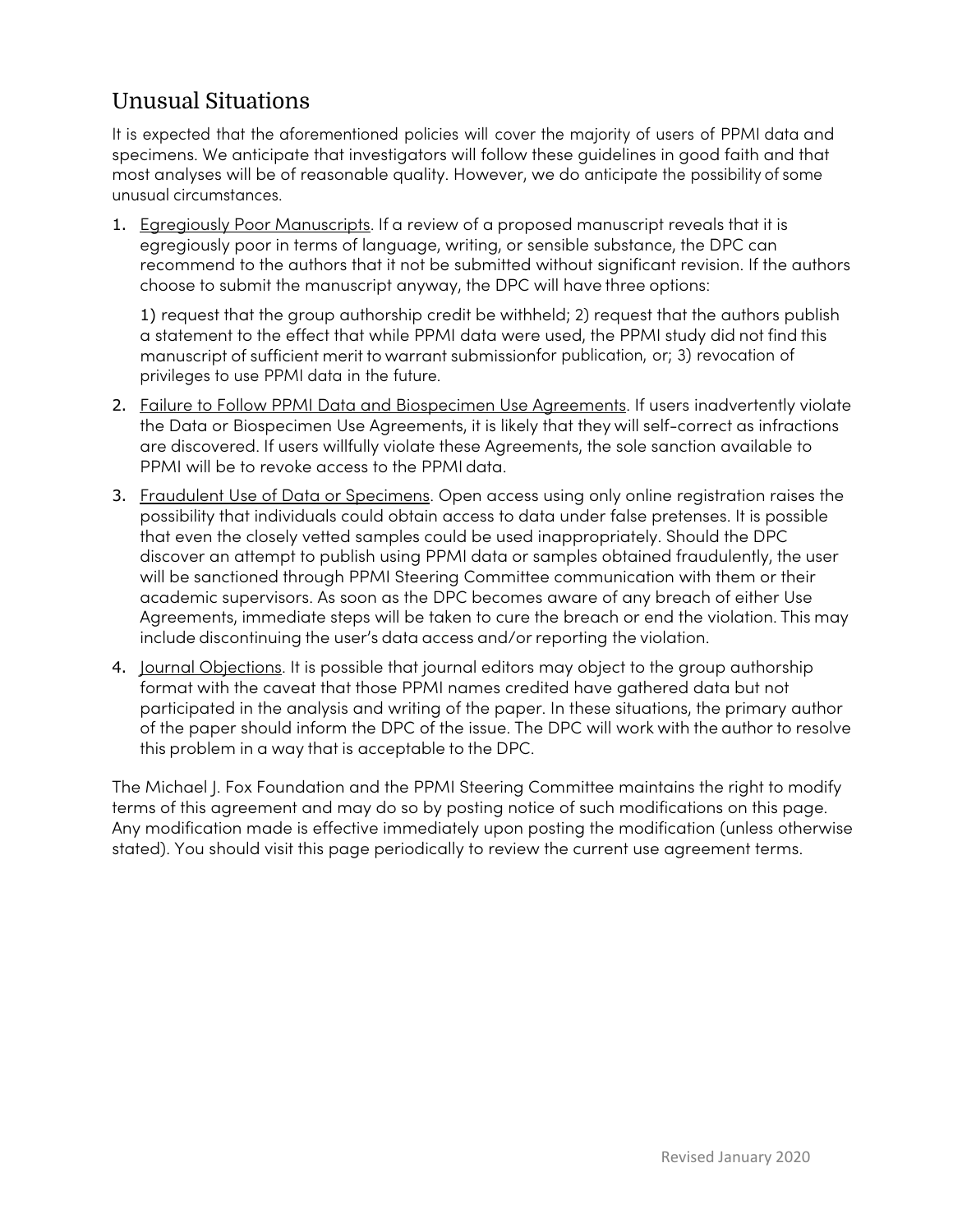## Unusual Situations

It is expected that the aforementioned policies will cover the majority of users of PPMI data and specimens. We anticipate that investigators will follow these guidelines in good faith and that most analyses will be of reasonable quality. However, we do anticipate the possibility of some unusual circumstances.

1. Egregiously Poor Manuscripts. If a review of a proposed manuscript reveals that it is egregiously poor in terms of language, writing, or sensible substance, the DPC can recommend to the authors that it not be submitted without significant revision. If the authors choose to submit the manuscript anyway, the DPC will have three options:

   1) request that the group authorship credit be withheld; 2) request that the authors publish a statement to the effect that while PPMI data were used, the PPMI study did not find this manuscript of sufficient merit to warrant submissionfor publication, or; 3) revocation of privileges to use PPMI data in the future.

2. Failure to Follow PPMI Data and Biospecimen Use Agreements. If users inadvertently violate the Data or Biospecimen Use Agreements, it is likely that they will self-correct as infractions are discovered. If users willfully violate these Agreements, the sole sanction available to PPMI will be to revoke access to the PPMI data.

3. Fraudulent Use of Data or Specimens. Open access using only online registration raises the possibility that individuals could obtain access to data under false pretenses. It is possible that even the closely vetted samples could be used inappropriately. Should the DPC discover an attempt to publish using PPMI data or samples obtained fraudulently, the user will be sanctioned through PPMI Steering Committee communication with them or their academic supervisors. As soon as the DPC becomes aware of any breach of either Use Agreements, immediate steps will be taken to cure the breach or end the violation. This may include discontinuing the user's data access and/or reporting the violation.

4. Journal Objections. It is possible that journal editors may object to the group authorship format with the caveat that those PPMI names credited have gathered data but not participated in the analysis and writing of the paper. In these situations, the primary author of the paper should inform the DPC of the issue. The DPC will work with the author to resolve this problem in a way that is acceptable to the DPC.

The Michael J. Fox Foundation and the PPMI Steering Committee maintains the right to modify terms of this agreement and may do so by posting notice of such modifications on this page. Any modification made is effective immediately upon posting the modification (unless otherwise stated). You should visit this page periodically to review the current use agreement terms.

Revised January 2020